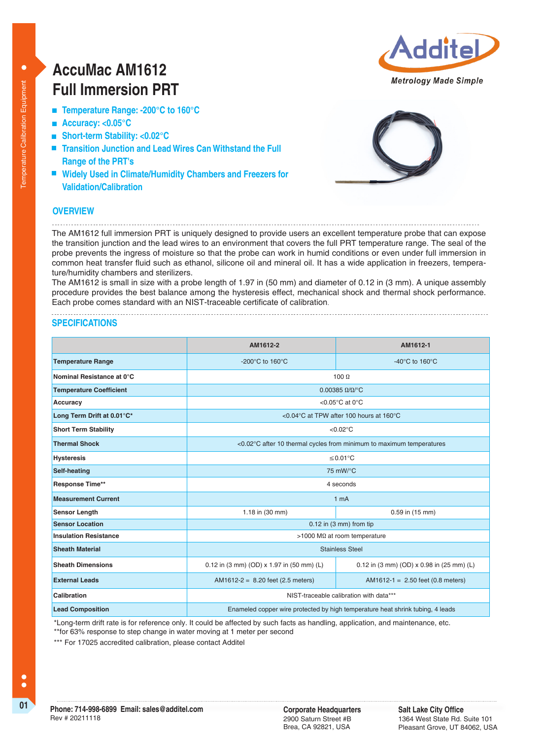# AccuMac AM1612 Full Immersion PRT

Additel
*Metrology Made Simple*

- Temperature Range: -200°C to 160°C
- Accuracy: <0.05°C
- Short-term Stability: <0.02°C
- Transition Junction and Lead Wires Can Withstand the Full Range of the PRT's
- Widely Used in Climate/Humidity Chambers and Freezers for Validation/Calibration

## OVERVIEW

The AM1612 full immersion PRT is uniquely designed to provide users an excellent temperature probe that can expose the transition junction and the lead wires to an environment that covers the full PRT temperature range. The seal of the probe prevents the ingress of moisture so that the probe can work in humid conditions or even under full immersion in common heat transfer fluid such as ethanol, silicone oil and mineral oil. It has a wide application in freezers, temperature/humidity chambers and sterilizers.

The AM1612 is small in size with a probe length of 1.97 in (50 mm) and diameter of 0.12 in (3 mm). A unique assembly procedure provides the best balance among the hysteresis effect, mechanical shock and thermal shock performance. Each probe comes standard with an NIST-traceable certificate of calibration.

## SPECIFICATIONS

| | AM1612-2 | AM1612-1 |
|---|---|---|
| **Temperature Range** | -200°C to 160°C | -40°C to 160°C |
| **Nominal Resistance at 0°C** | 100 Ω | |
| **Temperature Coefficient** | 0.00385 Ω/Ω/°C | |
| **Accuracy** | <0.05°C at 0°C | |
| **Long Term Drift at 0.01°C*** | <0.04°C at TPW after 100 hours at 160°C | |
| **Short Term Stability** | <0.02°C | |
| **Thermal Shock** | <0.02°C after 10 thermal cycles from minimum to maximum temperatures | |
| **Hysteresis** | ≤0.01°C | |
| **Self-heating** | 75 mW/°C | |
| **Response Time**** | 4 seconds | |
| **Measurement Current** | 1 mA | |
| **Sensor Length** | 1.18 in (30 mm) | 0.59 in (15 mm) |
| **Sensor Location** | 0.12 in (3 mm) from tip | |
| **Insulation Resistance** | >1000 MΩ at room temperature | |
| **Sheath Material** | Stainless Steel | |
| **Sheath Dimensions** | 0.12 in (3 mm) (OD) x 1.97 in (50 mm) (L) | 0.12 in (3 mm) (OD) x 0.98 in (25 mm) (L) |
| **External Leads** | AM1612-2 = 8.20 feet (2.5 meters) | AM1612-1 = 2.50 feet (0.8 meters) |
| **Calibration** | NIST-traceable calibration with data*** | |
| **Lead Composition** | Enameled copper wire protected by high temperature heat shrink tubing, 4 leads | |

*Long-term drift rate is for reference only. It could be affected by such facts as handling, application, and maintenance, etc.
**for 63% response to step change in water moving at 1 meter per second
*** For 17025 accredited calibration, please contact Additel

**Phone: 714-998-6899 Email: sales@additel.com**
Rev # 20211118

**Corporate Headquarters**
2900 Saturn Street #B
Brea, CA 92821, USA

**Salt Lake City Office**
1364 West State Rd. Suite 101
Pleasant Grove, UT 84062, USA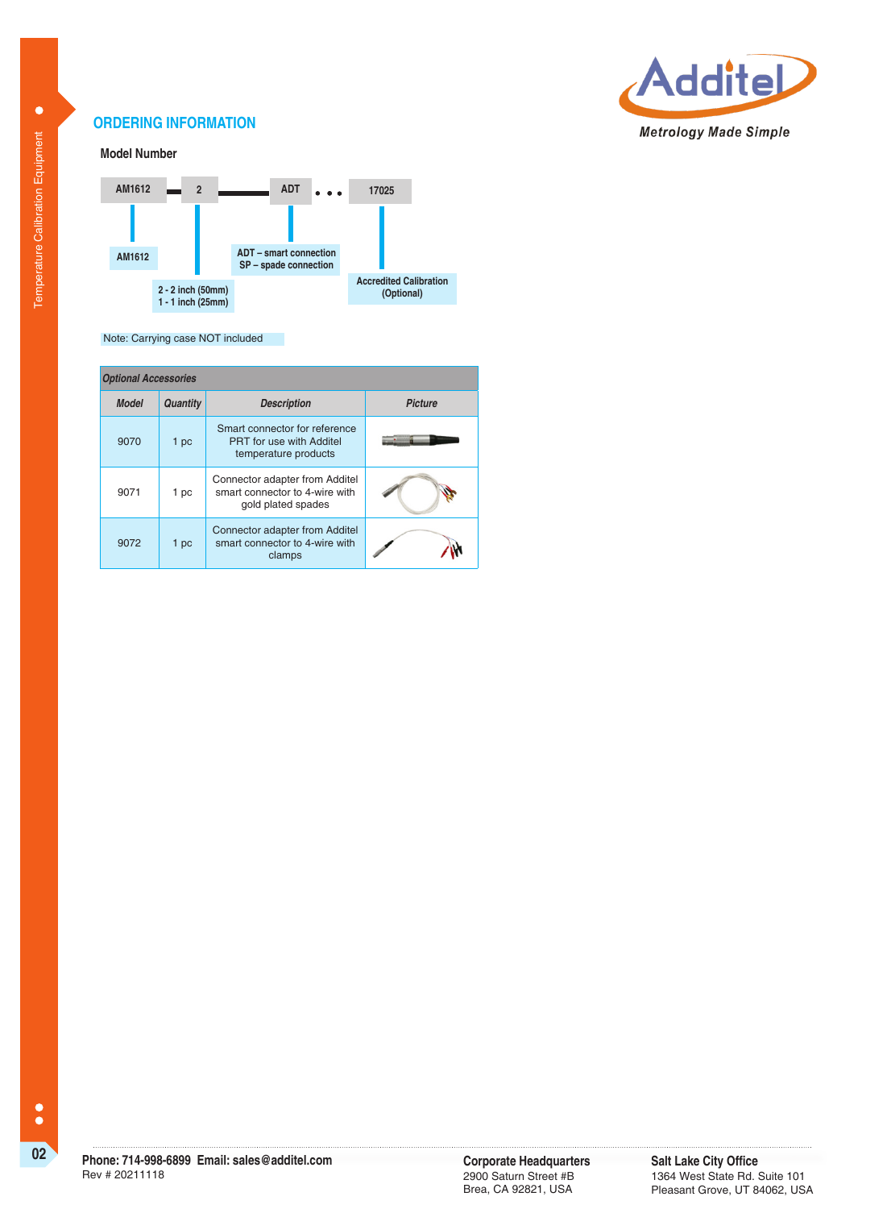## ORDERING INFORMATION

### Model Number

AM1612 — 2 — ADT • • • 17025

- **AM1612**: AM1612
- **2**: 2 - 2 inch (50mm), 1 - 1 inch (25mm)
- **ADT**: ADT – smart connection, SP – spade connection
- **17025**: Accredited Calibration (Optional)

Note: Carrying case NOT included

***Optional Accessories***

| *Model* | *Quantity* | *Description* | *Picture* |
|---|---|---|---|
| 9070 | 1 pc | Smart connector for reference PRT for use with Additel temperature products | |
| 9071 | 1 pc | Connector adapter from Additel smart connector to 4-wire with gold plated spades | |
| 9072 | 1 pc | Connector adapter from Additel smart connector to 4-wire with clamps | |

**Phone: 714-998-6899 Email: sales@additel.com**
Rev # 20211118

**Corporate Headquarters**
2900 Saturn Street #B
Brea, CA 92821, USA

**Salt Lake City Office**
1364 West State Rd. Suite 101
Pleasant Grove, UT 84062, USA